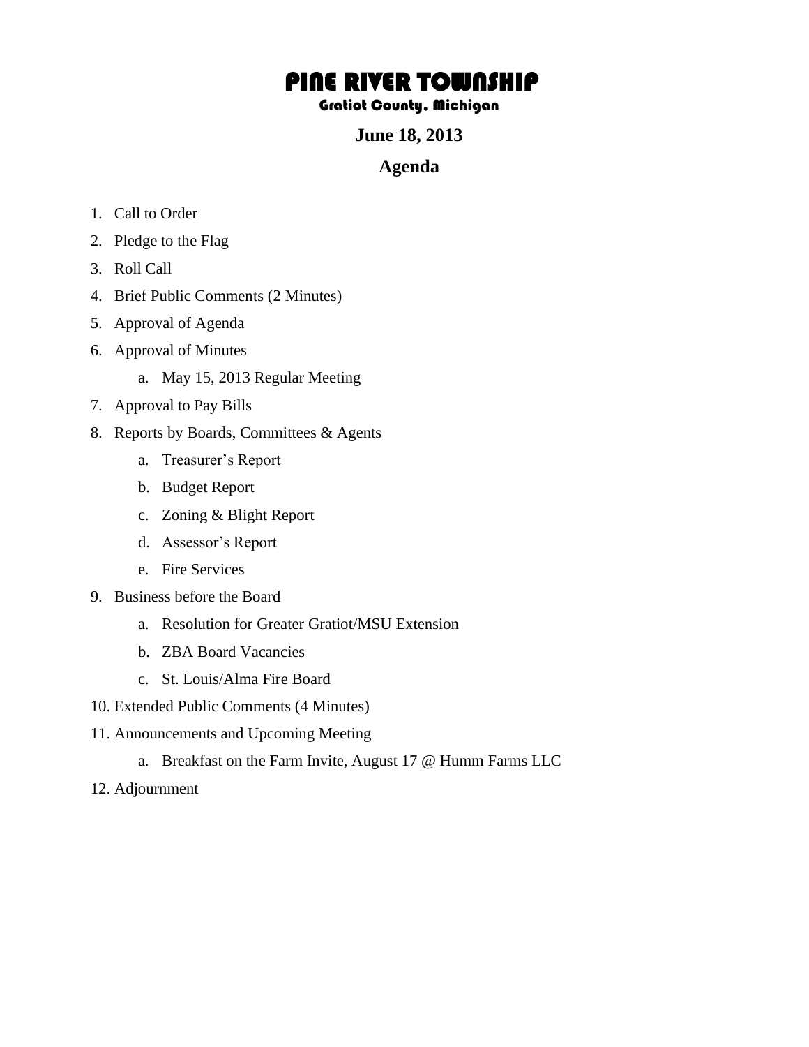# PINE RIVER TOWNSHIP

### Gratiot County, Michigan

## June 18, 2013

## Agenda

1. Call to Order
2. Pledge to the Flag
3. Roll Call
4. Brief Public Comments (2 Minutes)
5. Approval of Agenda
6. Approval of Minutes
    a. May 15, 2013 Regular Meeting
7. Approval to Pay Bills
8. Reports by Boards, Committees & Agents
    a. Treasurer's Report
    b. Budget Report
    c. Zoning & Blight Report
    d. Assessor's Report
    e. Fire Services
9. Business before the Board
    a. Resolution for Greater Gratiot/MSU Extension
    b. ZBA Board Vacancies
    c. St. Louis/Alma Fire Board
10. Extended Public Comments (4 Minutes)
11. Announcements and Upcoming Meeting
    a. Breakfast on the Farm Invite, August 17 @ Humm Farms LLC
12. Adjournment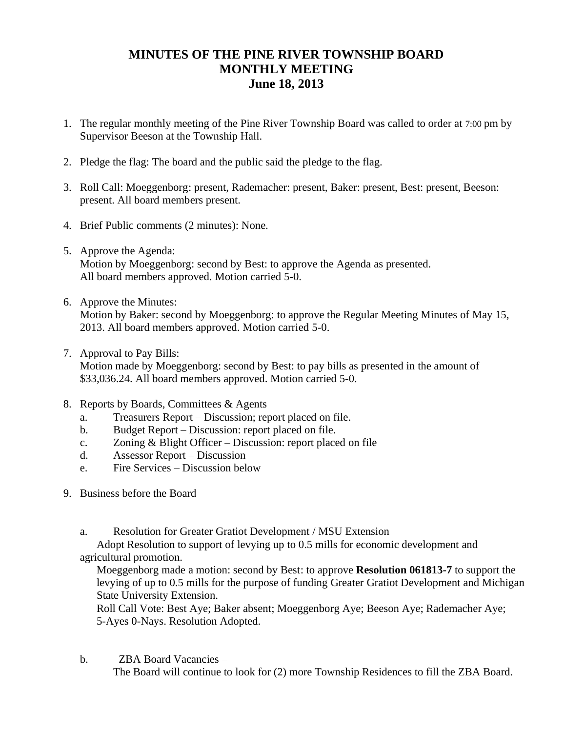# MINUTES OF THE PINE RIVER TOWNSHIP BOARD MONTHLY MEETING June 18, 2013

1. The regular monthly meeting of the Pine River Township Board was called to order at 7:00 pm by Supervisor Beeson at the Township Hall.

2. Pledge the flag: The board and the public said the pledge to the flag.

3. Roll Call: Moeggenborg: present, Rademacher: present, Baker: present, Best: present, Beeson: present. All board members present.

4. Brief Public comments (2 minutes): None.

5. Approve the Agenda:
   Motion by Moeggenborg: second by Best: to approve the Agenda as presented.
   All board members approved. Motion carried 5-0.

6. Approve the Minutes:
   Motion by Baker: second by Moeggenborg: to approve the Regular Meeting Minutes of May 15, 2013. All board members approved. Motion carried 5-0.

7. Approval to Pay Bills:
   Motion made by Moeggenborg: second by Best: to pay bills as presented in the amount of $33,036.24. All board members approved. Motion carried 5-0.

8. Reports by Boards, Committees & Agents
   a. Treasurers Report – Discussion; report placed on file.
   b. Budget Report – Discussion: report placed on file.
   c. Zoning & Blight Officer – Discussion: report placed on file
   d. Assessor Report – Discussion
   e. Fire Services – Discussion below

9. Business before the Board

   a. Resolution for Greater Gratiot Development / MSU Extension
   Adopt Resolution to support of levying up to 0.5 mills for economic development and agricultural promotion.
   Moeggenborg made a motion: second by Best: to approve **Resolution 061813-7** to support the levying of up to 0.5 mills for the purpose of funding Greater Gratiot Development and Michigan State University Extension.
   Roll Call Vote: Best Aye; Baker absent; Moeggenborg Aye; Beeson Aye; Rademacher Aye; 5-Ayes 0-Nays. Resolution Adopted.

   b. ZBA Board Vacancies –
   The Board will continue to look for (2) more Township Residences to fill the ZBA Board.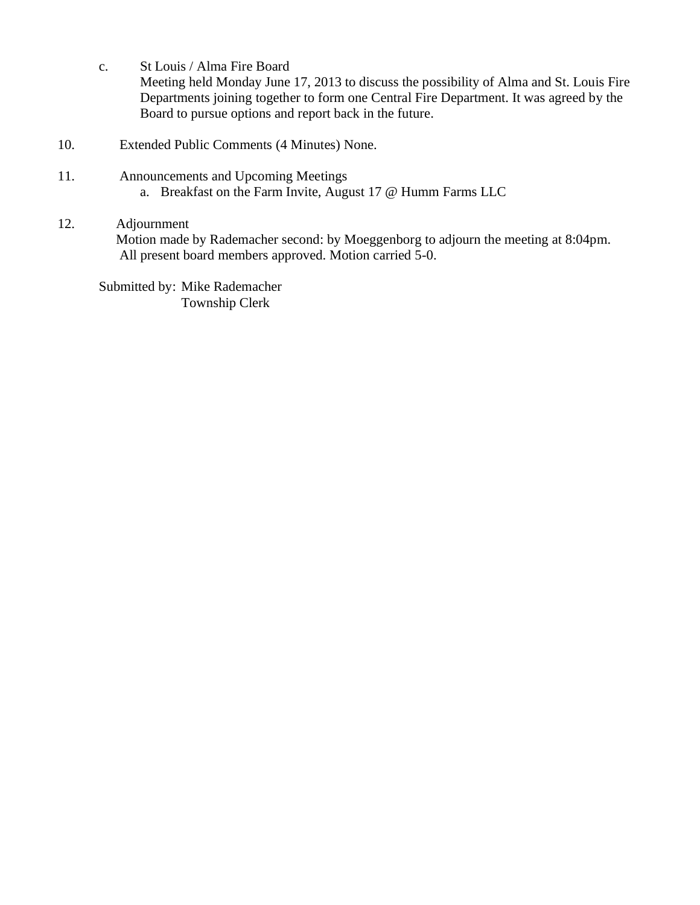c. St Louis / Alma Fire Board
   Meeting held Monday June 17, 2013 to discuss the possibility of Alma and St. Louis Fire Departments joining together to form one Central Fire Department. It was agreed by the Board to pursue options and report back in the future.

10. Extended Public Comments (4 Minutes) None.

11. Announcements and Upcoming Meetings
    a. Breakfast on the Farm Invite, August 17 @ Humm Farms LLC

12. Adjournment
    Motion made by Rademacher second: by Moeggenborg to adjourn the meeting at 8:04pm. All present board members approved. Motion carried 5-0.

Submitted by: Mike Rademacher
Township Clerk